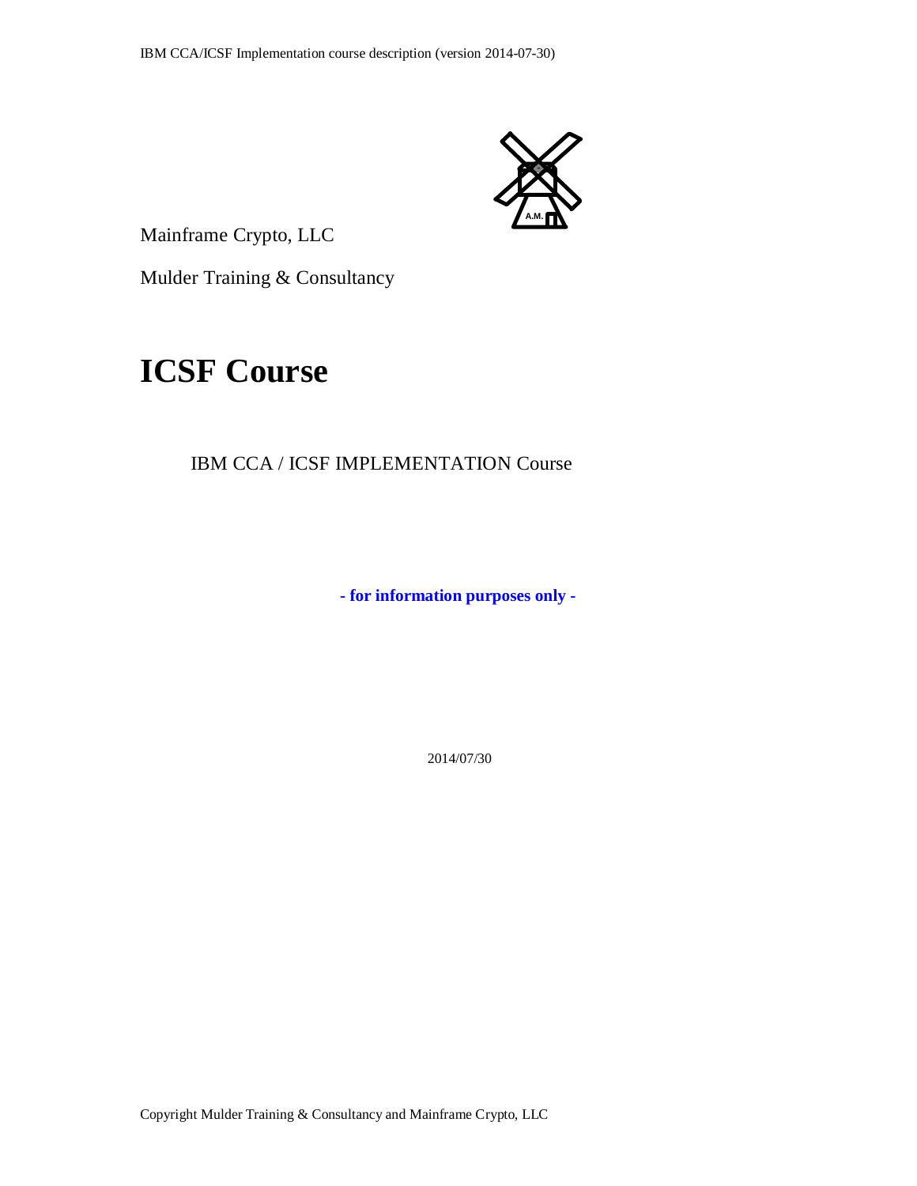Mainframe Crypto, LLC

Mulder Training & Consultancy

# ICSF Course

IBM CCA / ICSF IMPLEMENTATION Course

**- for information purposes only -**

2014/07/30

Copyright Mulder Training & Consultancy and Mainframe Crypto, LLC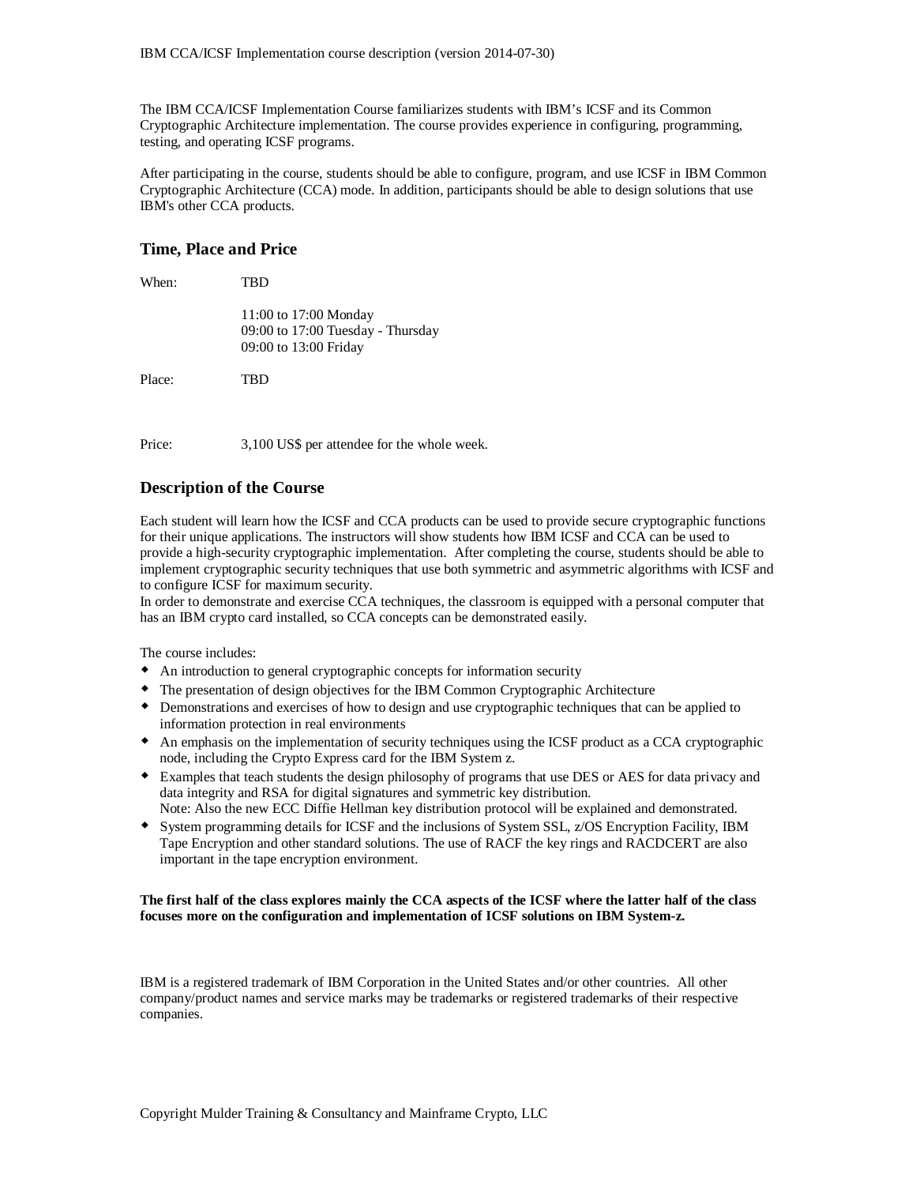The IBM CCA/ICSF Implementation Course familiarizes students with IBM's ICSF and its Common Cryptographic Architecture implementation. The course provides experience in configuring, programming, testing, and operating ICSF programs.

After participating in the course, students should be able to configure, program, and use ICSF in IBM Common Cryptographic Architecture (CCA) mode. In addition, participants should be able to design solutions that use IBM's other CCA products.

## Time, Place and Price

When: TBD

11:00 to 17:00 Monday
09:00 to 17:00 Tuesday - Thursday
09:00 to 13:00 Friday

Place: TBD

Price: 3,100 US$ per attendee for the whole week.

## Description of the Course

Each student will learn how the ICSF and CCA products can be used to provide secure cryptographic functions for their unique applications. The instructors will show students how IBM ICSF and CCA can be used to provide a high-security cryptographic implementation. After completing the course, students should be able to implement cryptographic security techniques that use both symmetric and asymmetric algorithms with ICSF and to configure ICSF for maximum security.
In order to demonstrate and exercise CCA techniques, the classroom is equipped with a personal computer that has an IBM crypto card installed, so CCA concepts can be demonstrated easily.

The course includes:

- An introduction to general cryptographic concepts for information security
- The presentation of design objectives for the IBM Common Cryptographic Architecture
- Demonstrations and exercises of how to design and use cryptographic techniques that can be applied to information protection in real environments
- An emphasis on the implementation of security techniques using the ICSF product as a CCA cryptographic node, including the Crypto Express card for the IBM System z.
- Examples that teach students the design philosophy of programs that use DES or AES for data privacy and data integrity and RSA for digital signatures and symmetric key distribution.
  Note: Also the new ECC Diffie Hellman key distribution protocol will be explained and demonstrated.
- System programming details for ICSF and the inclusions of System SSL, z/OS Encryption Facility, IBM Tape Encryption and other standard solutions. The use of RACF the key rings and RACDCERT are also important in the tape encryption environment.

**The first half of the class explores mainly the CCA aspects of the ICSF where the latter half of the class focuses more on the configuration and implementation of ICSF solutions on IBM System-z.**

IBM is a registered trademark of IBM Corporation in the United States and/or other countries. All other company/product names and service marks may be trademarks or registered trademarks of their respective companies.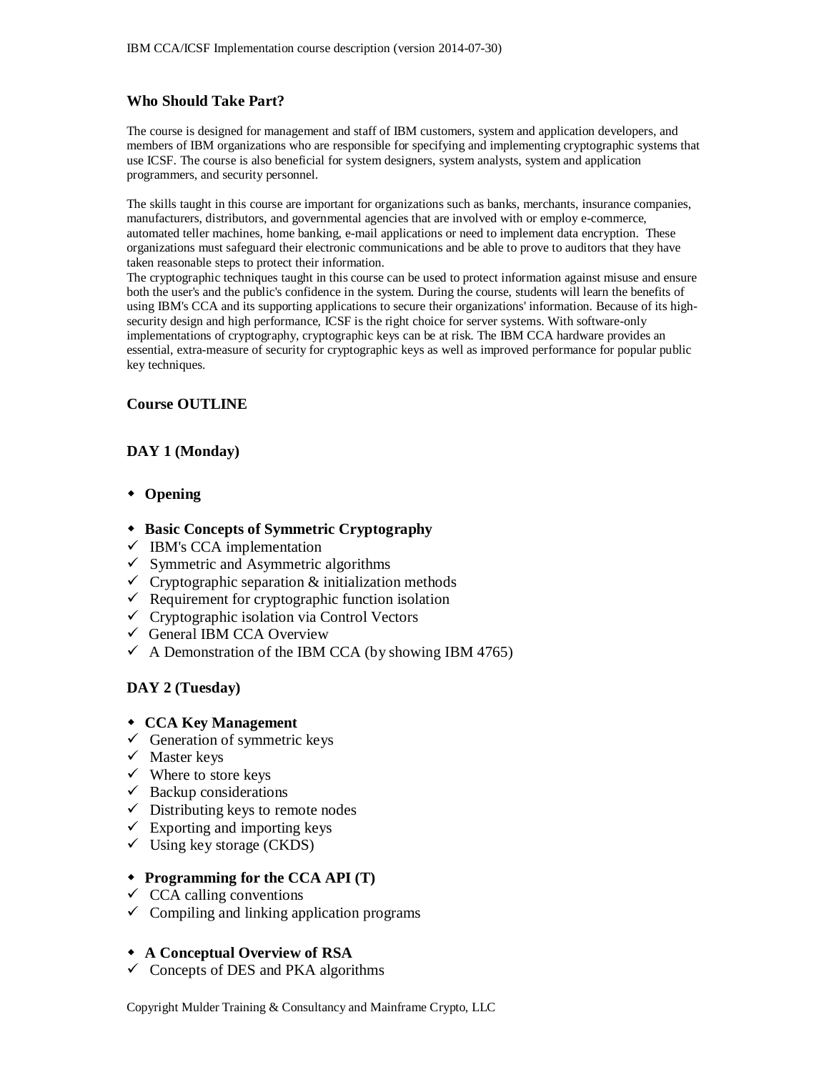## Who Should Take Part?

The course is designed for management and staff of IBM customers, system and application developers, and members of IBM organizations who are responsible for specifying and implementing cryptographic systems that use ICSF. The course is also beneficial for system designers, system analysts, system and application programmers, and security personnel.

The skills taught in this course are important for organizations such as banks, merchants, insurance companies, manufacturers, distributors, and governmental agencies that are involved with or employ e-commerce, automated teller machines, home banking, e-mail applications or need to implement data encryption. These organizations must safeguard their electronic communications and be able to prove to auditors that they have taken reasonable steps to protect their information.
The cryptographic techniques taught in this course can be used to protect information against misuse and ensure both the user's and the public's confidence in the system. During the course, students will learn the benefits of using IBM's CCA and its supporting applications to secure their organizations' information. Because of its high-security design and high performance, ICSF is the right choice for server systems. With software-only implementations of cryptography, cryptographic keys can be at risk. The IBM CCA hardware provides an essential, extra-measure of security for cryptographic keys as well as improved performance for popular public key techniques.

## Course OUTLINE

### DAY 1 (Monday)

- **Opening**

- **Basic Concepts of Symmetric Cryptography**
  - ✓ IBM's CCA implementation
  - ✓ Symmetric and Asymmetric algorithms
  - ✓ Cryptographic separation & initialization methods
  - ✓ Requirement for cryptographic function isolation
  - ✓ Cryptographic isolation via Control Vectors
  - ✓ General IBM CCA Overview
  - ✓ A Demonstration of the IBM CCA (by showing IBM 4765)

### DAY 2 (Tuesday)

- **CCA Key Management**
  - ✓ Generation of symmetric keys
  - ✓ Master keys
  - ✓ Where to store keys
  - ✓ Backup considerations
  - ✓ Distributing keys to remote nodes
  - ✓ Exporting and importing keys
  - ✓ Using key storage (CKDS)

- **Programming for the CCA API (T)**
  - ✓ CCA calling conventions
  - ✓ Compiling and linking application programs

- **A Conceptual Overview of RSA**
  - ✓ Concepts of DES and PKA algorithms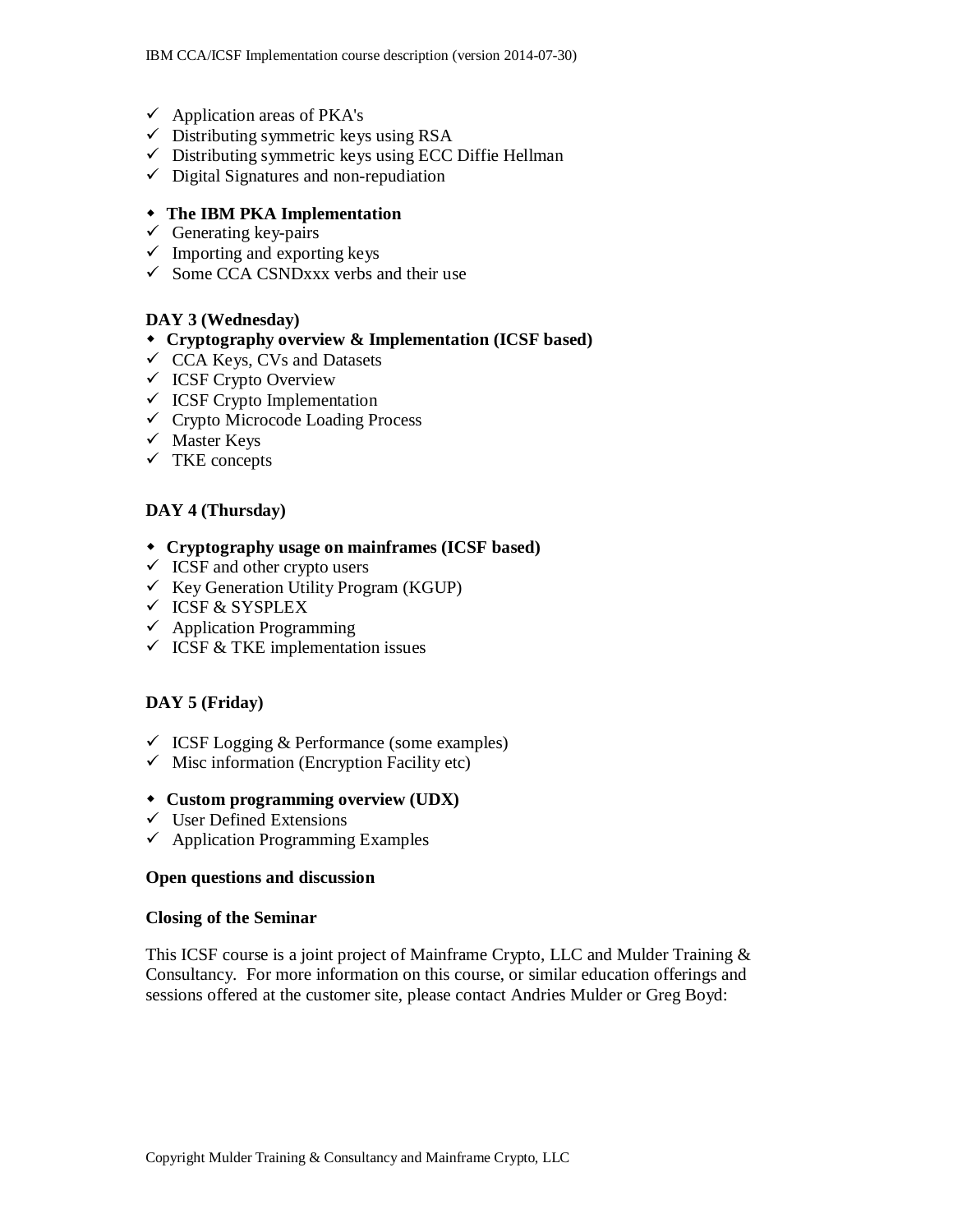- ✓ Application areas of PKA's
- ✓ Distributing symmetric keys using RSA
- ✓ Distributing symmetric keys using ECC Diffie Hellman
- ✓ Digital Signatures and non-repudiation

- **The IBM PKA Implementation**
- ✓ Generating key-pairs
- ✓ Importing and exporting keys
- ✓ Some CCA CSNDxxx verbs and their use

**DAY 3 (Wednesday)**

- **Cryptography overview & Implementation (ICSF based)**
- ✓ CCA Keys, CVs and Datasets
- ✓ ICSF Crypto Overview
- ✓ ICSF Crypto Implementation
- ✓ Crypto Microcode Loading Process
- ✓ Master Keys
- ✓ TKE concepts

**DAY 4 (Thursday)**

- **Cryptography usage on mainframes (ICSF based)**
- ✓ ICSF and other crypto users
- ✓ Key Generation Utility Program (KGUP)
- ✓ ICSF & SYSPLEX
- ✓ Application Programming
- ✓ ICSF & TKE implementation issues

**DAY 5 (Friday)**

- ✓ ICSF Logging & Performance (some examples)
- ✓ Misc information (Encryption Facility etc)

- **Custom programming overview (UDX)**
- ✓ User Defined Extensions
- ✓ Application Programming Examples

**Open questions and discussion**

**Closing of the Seminar**

This ICSF course is a joint project of Mainframe Crypto, LLC and Mulder Training & Consultancy. For more information on this course, or similar education offerings and sessions offered at the customer site, please contact Andries Mulder or Greg Boyd: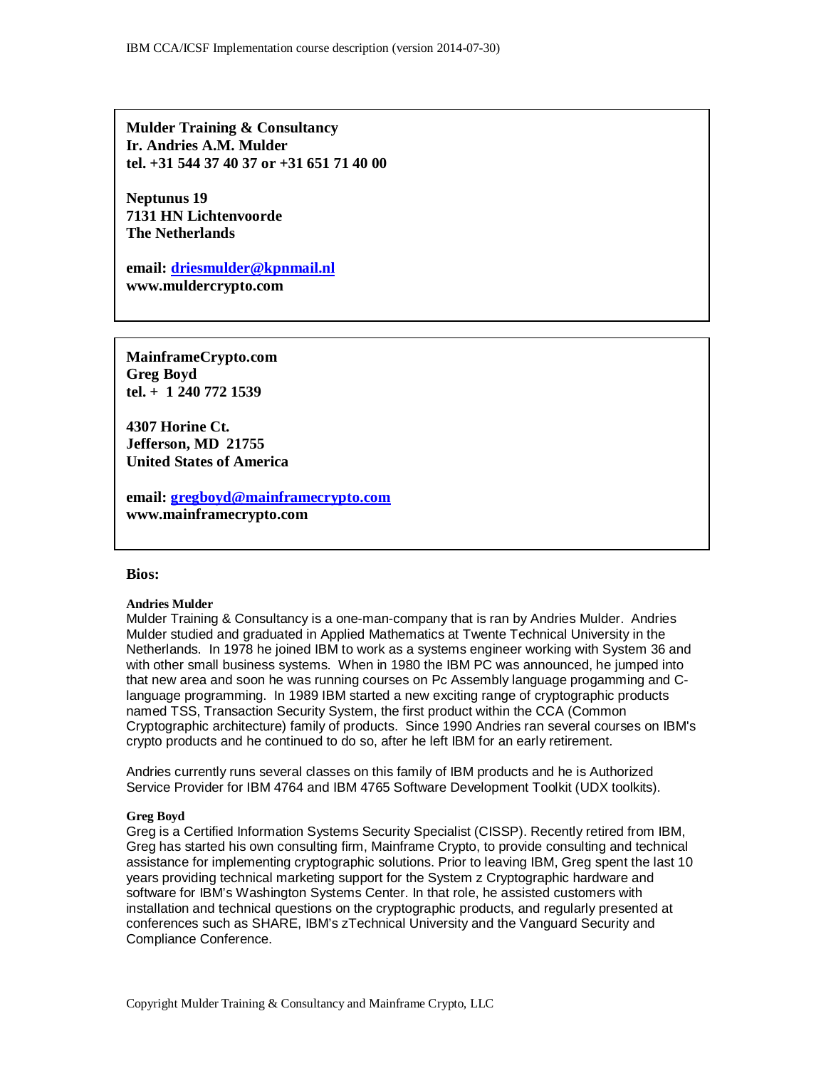**Mulder Training & Consultancy**
**Ir. Andries A.M. Mulder**
**tel. +31 544 37 40 37 or +31 651 71 40 00**

**Neptunus 19**
**7131 HN Lichtenvoorde**
**The Netherlands**

**email: [driesmulder@kpnmail.nl](mailto:driesmulder@kpnmail.nl)**
**www.muldercrypto.com**

---

**MainframeCrypto.com**
**Greg Boyd**
**tel. + 1 240 772 1539**

**4307 Horine Ct.**
**Jefferson, MD 21755**
**United States of America**

**email: [gregboyd@mainframecrypto.com](mailto:gregboyd@mainframecrypto.com)**
**www.mainframecrypto.com**

---

## Bios:

### Andries Mulder

Mulder Training & Consultancy is a one-man-company that is ran by Andries Mulder. Andries Mulder studied and graduated in Applied Mathematics at Twente Technical University in the Netherlands. In 1978 he joined IBM to work as a systems engineer working with System 36 and with other small business systems. When in 1980 the IBM PC was announced, he jumped into that new area and soon he was running courses on Pc Assembly language progamming and C-language programming. In 1989 IBM started a new exciting range of cryptographic products named TSS, Transaction Security System, the first product within the CCA (Common Cryptographic architecture) family of products. Since 1990 Andries ran several courses on IBM's crypto products and he continued to do so, after he left IBM for an early retirement.

Andries currently runs several classes on this family of IBM products and he is Authorized Service Provider for IBM 4764 and IBM 4765 Software Development Toolkit (UDX toolkits).

### Greg Boyd

Greg is a Certified Information Systems Security Specialist (CISSP). Recently retired from IBM, Greg has started his own consulting firm, Mainframe Crypto, to provide consulting and technical assistance for implementing cryptographic solutions. Prior to leaving IBM, Greg spent the last 10 years providing technical marketing support for the System z Cryptographic hardware and software for IBM's Washington Systems Center. In that role, he assisted customers with installation and technical questions on the cryptographic products, and regularly presented at conferences such as SHARE, IBM's zTechnical University and the Vanguard Security and Compliance Conference.

Copyright Mulder Training & Consultancy and Mainframe Crypto, LLC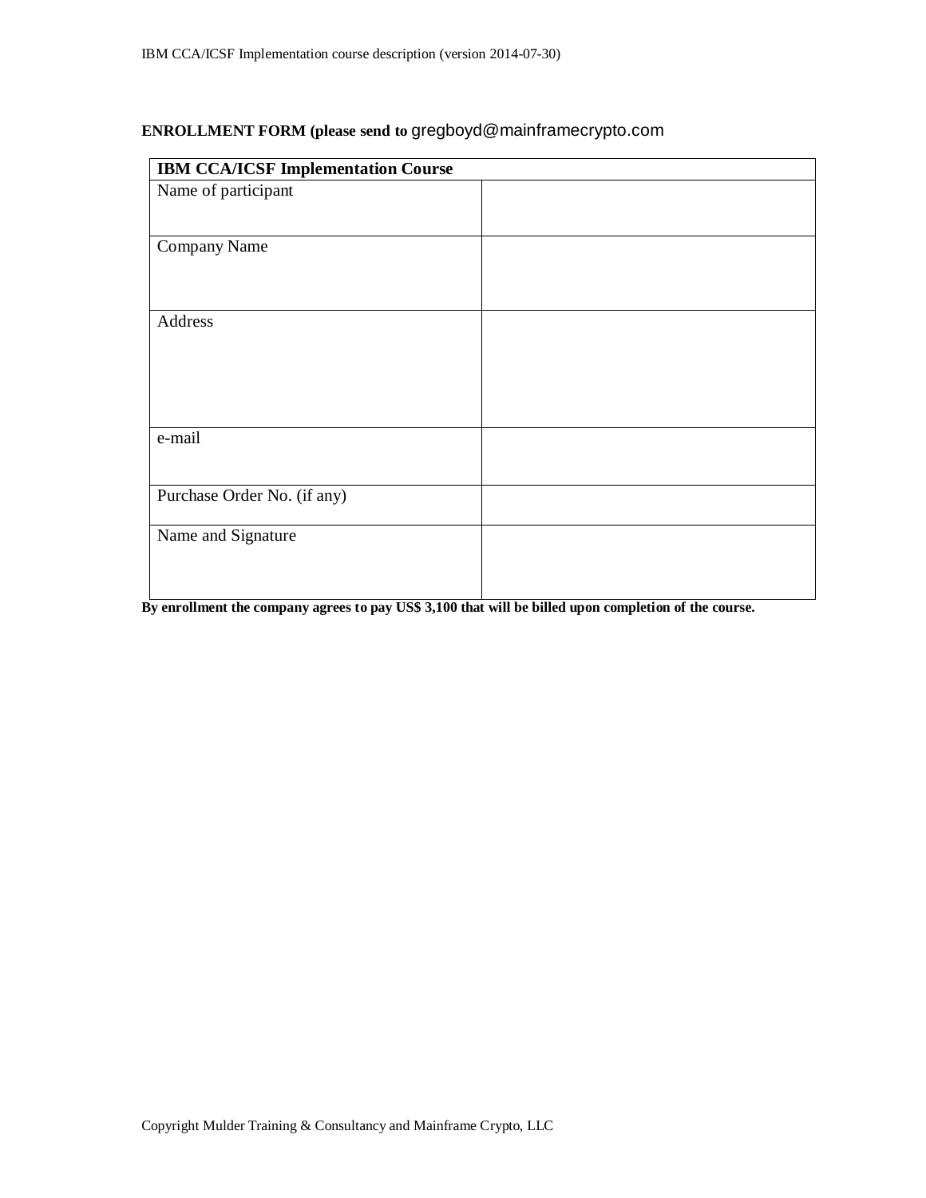**ENROLLMENT FORM (please send to** gregboyd@mainframecrypto.com

| IBM CCA/ICSF Implementation Course | |
|---|---|
| Name of participant | |
| Company Name | |
| Address | |
| e-mail | |
| Purchase Order No. (if any) | |
| Name and Signature | |

**By enrollment the company agrees to pay US$ 3,100 that will be billed upon completion of the course.**

Copyright Mulder Training & Consultancy and Mainframe Crypto, LLC